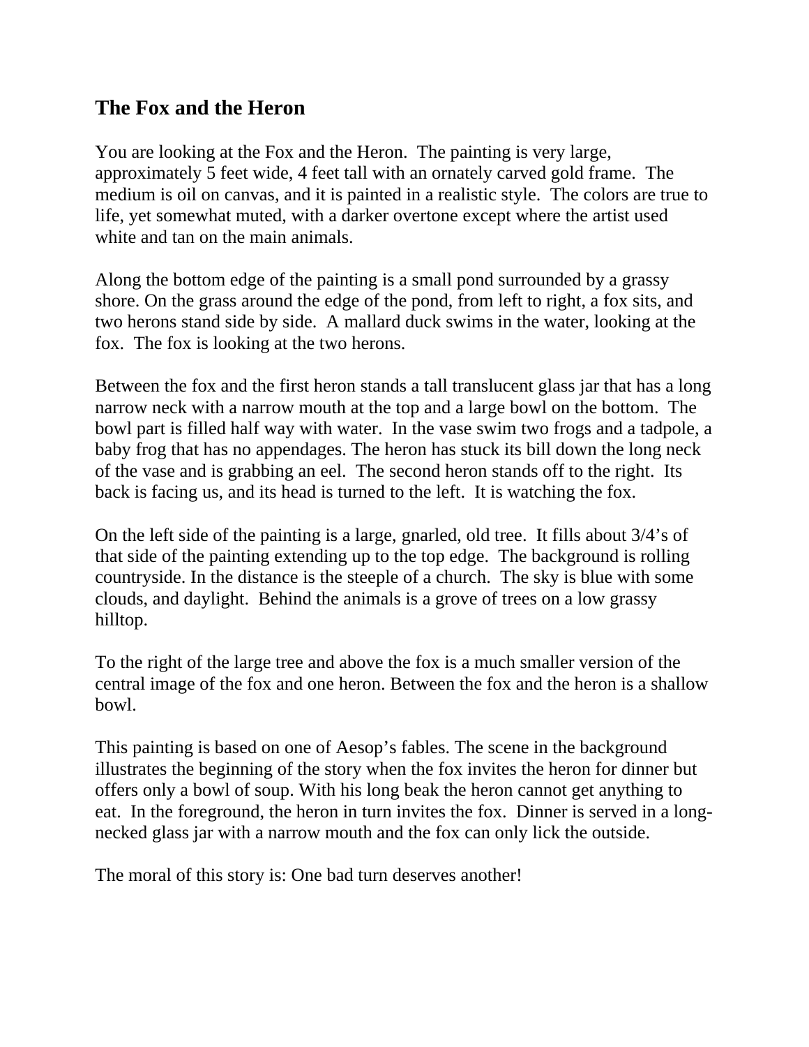## The Fox and the Heron

You are looking at the Fox and the Heron. The painting is very large, approximately 5 feet wide, 4 feet tall with an ornately carved gold frame. The medium is oil on canvas, and it is painted in a realistic style. The colors are true to life, yet somewhat muted, with a darker overtone except where the artist used white and tan on the main animals.

Along the bottom edge of the painting is a small pond surrounded by a grassy shore. On the grass around the edge of the pond, from left to right, a fox sits, and two herons stand side by side. A mallard duck swims in the water, looking at the fox. The fox is looking at the two herons.

Between the fox and the first heron stands a tall translucent glass jar that has a long narrow neck with a narrow mouth at the top and a large bowl on the bottom. The bowl part is filled half way with water. In the vase swim two frogs and a tadpole, a baby frog that has no appendages. The heron has stuck its bill down the long neck of the vase and is grabbing an eel. The second heron stands off to the right. Its back is facing us, and its head is turned to the left. It is watching the fox.

On the left side of the painting is a large, gnarled, old tree. It fills about 3/4's of that side of the painting extending up to the top edge. The background is rolling countryside. In the distance is the steeple of a church. The sky is blue with some clouds, and daylight. Behind the animals is a grove of trees on a low grassy hilltop.

To the right of the large tree and above the fox is a much smaller version of the central image of the fox and one heron. Between the fox and the heron is a shallow bowl.

This painting is based on one of Aesop's fables. The scene in the background illustrates the beginning of the story when the fox invites the heron for dinner but offers only a bowl of soup. With his long beak the heron cannot get anything to eat. In the foreground, the heron in turn invites the fox. Dinner is served in a long-necked glass jar with a narrow mouth and the fox can only lick the outside.

The moral of this story is: One bad turn deserves another!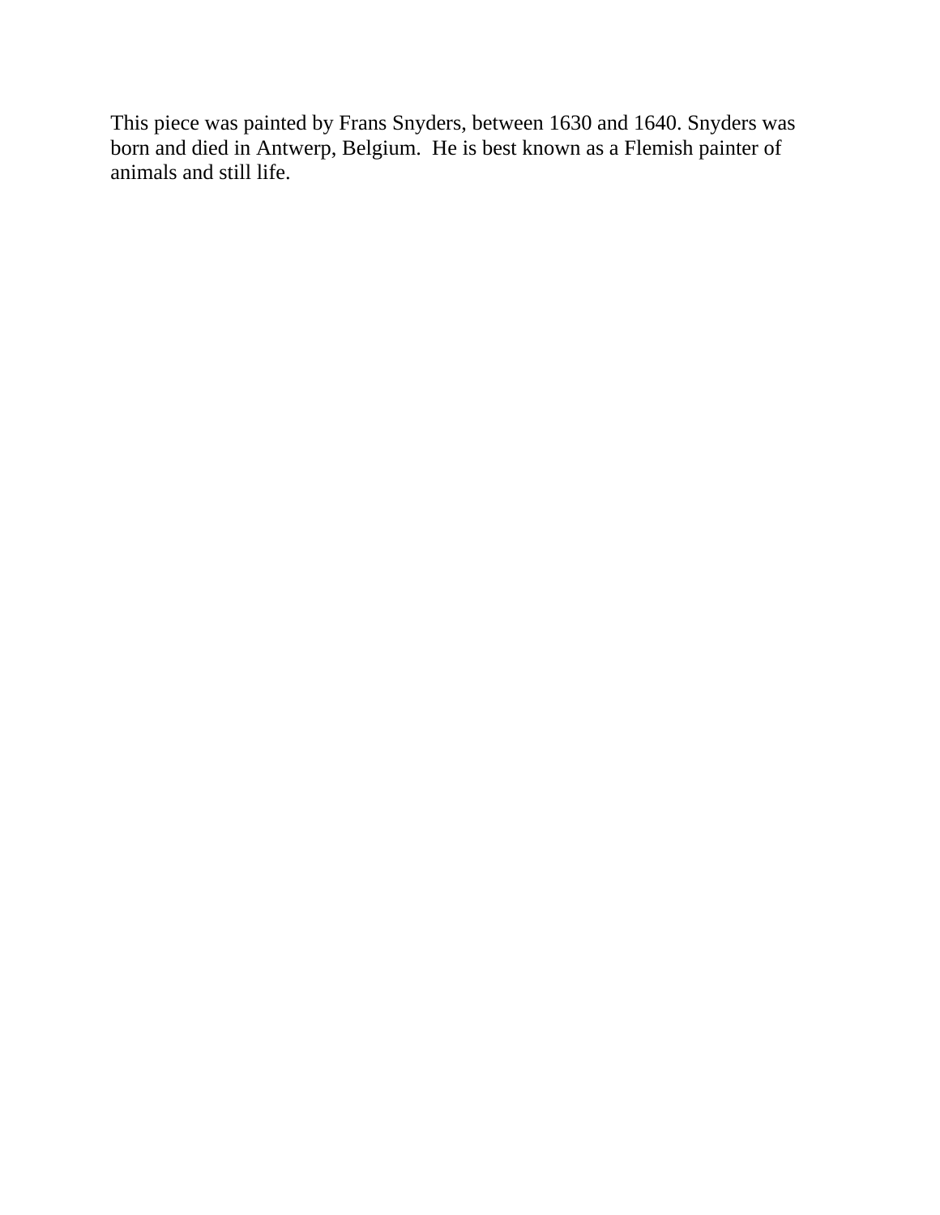This piece was painted by Frans Snyders, between 1630 and 1640. Snyders was born and died in Antwerp, Belgium. He is best known as a Flemish painter of animals and still life.